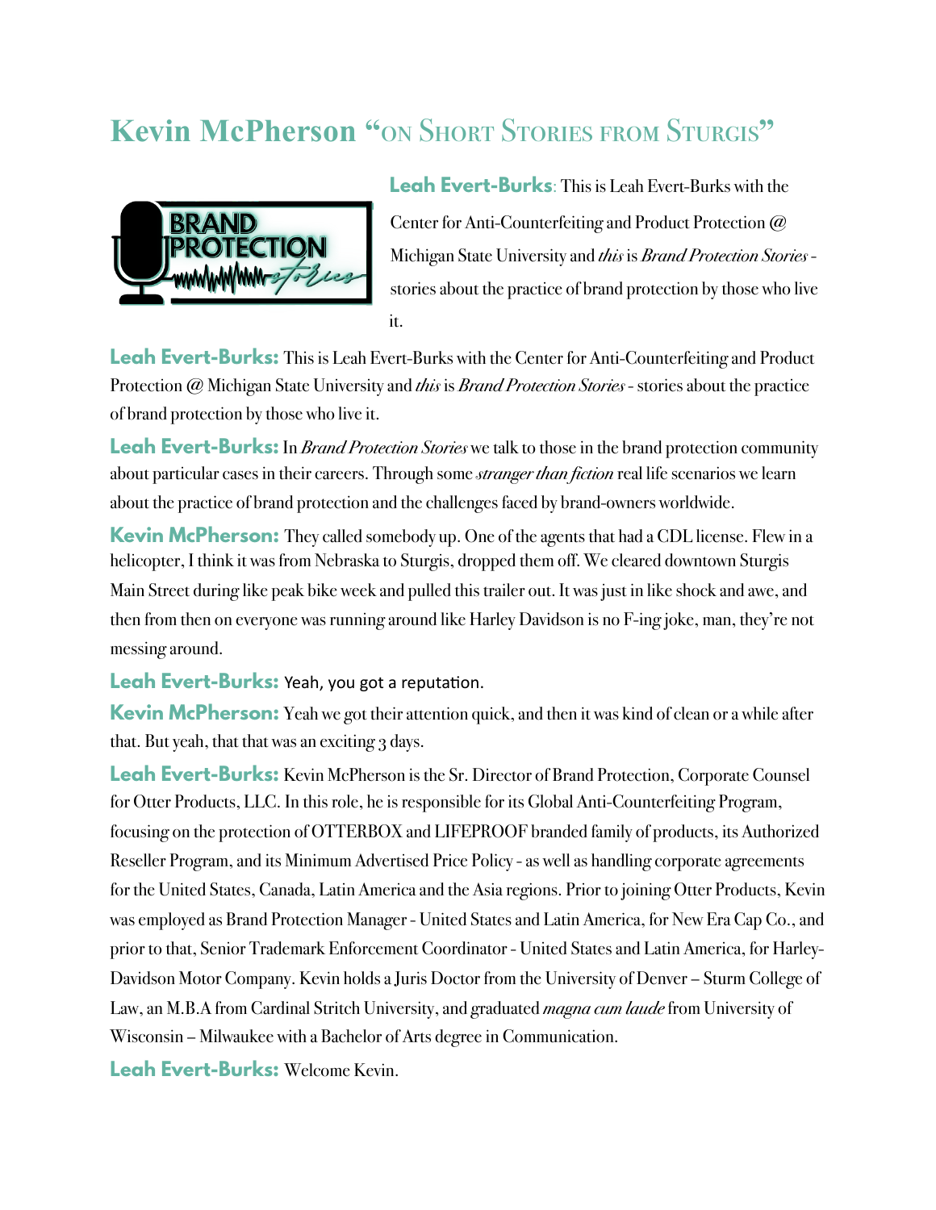# Kevin McPherson "on Short Stories from Sturgis"

**Leah Evert-Burks**: This is Leah Evert-Burks with the Center for Anti-Counterfeiting and Product Protection @ Michigan State University and *this* is *Brand Protection Stories* - stories about the practice of brand protection by those who live it.

**Leah Evert-Burks:** This is Leah Evert-Burks with the Center for Anti-Counterfeiting and Product Protection @ Michigan State University and *this* is *Brand Protection Stories* - stories about the practice of brand protection by those who live it.

**Leah Evert-Burks:** In *Brand Protection Stories* we talk to those in the brand protection community about particular cases in their careers. Through some *stranger than fiction* real life scenarios we learn about the practice of brand protection and the challenges faced by brand-owners worldwide.

**Kevin McPherson:** They called somebody up. One of the agents that had a CDL license. Flew in a helicopter, I think it was from Nebraska to Sturgis, dropped them off. We cleared downtown Sturgis Main Street during like peak bike week and pulled this trailer out. It was just in like shock and awe, and then from then on everyone was running around like Harley Davidson is no F-ing joke, man, they're not messing around.

**Leah Evert-Burks:** Yeah, you got a reputation.

**Kevin McPherson:** Yeah we got their attention quick, and then it was kind of clean or a while after that. But yeah, that that was an exciting 3 days.

**Leah Evert-Burks:** Kevin McPherson is the Sr. Director of Brand Protection, Corporate Counsel for Otter Products, LLC. In this role, he is responsible for its Global Anti-Counterfeiting Program, focusing on the protection of OTTERBOX and LIFEPROOF branded family of products, its Authorized Reseller Program, and its Minimum Advertised Price Policy - as well as handling corporate agreements for the United States, Canada, Latin America and the Asia regions. Prior to joining Otter Products, Kevin was employed as Brand Protection Manager - United States and Latin America, for New Era Cap Co., and prior to that, Senior Trademark Enforcement Coordinator - United States and Latin America, for Harley-Davidson Motor Company. Kevin holds a Juris Doctor from the University of Denver – Sturm College of Law, an M.B.A from Cardinal Stritch University, and graduated *magna cum laude* from University of Wisconsin – Milwaukee with a Bachelor of Arts degree in Communication.

**Leah Evert-Burks:** Welcome Kevin.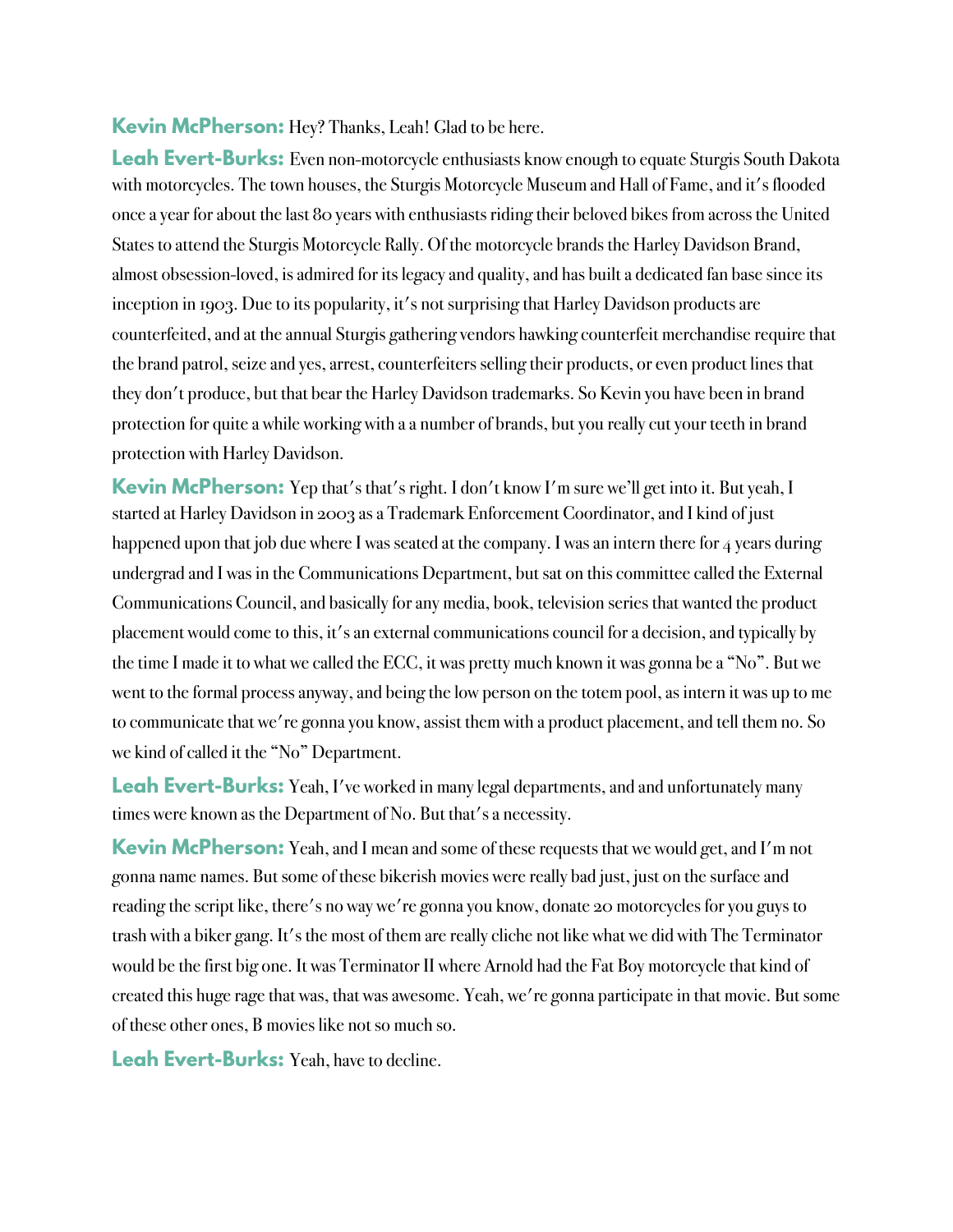**Kevin McPherson:** Hey? Thanks, Leah! Glad to be here.

**Leah Evert-Burks:** Even non-motorcycle enthusiasts know enough to equate Sturgis South Dakota with motorcycles. The town houses, the Sturgis Motorcycle Museum and Hall of Fame, and it's flooded once a year for about the last 80 years with enthusiasts riding their beloved bikes from across the United States to attend the Sturgis Motorcycle Rally. Of the motorcycle brands the Harley Davidson Brand, almost obsession-loved, is admired for its legacy and quality, and has built a dedicated fan base since its inception in 1903. Due to its popularity, it's not surprising that Harley Davidson products are counterfeited, and at the annual Sturgis gathering vendors hawking counterfeit merchandise require that the brand patrol, seize and yes, arrest, counterfeiters selling their products, or even product lines that they don't produce, but that bear the Harley Davidson trademarks. So Kevin you have been in brand protection for quite a while working with a a number of brands, but you really cut your teeth in brand protection with Harley Davidson.

**Kevin McPherson:** Yep that's that's right. I don't know I'm sure we'll get into it. But yeah, I started at Harley Davidson in 2003 as a Trademark Enforcement Coordinator, and I kind of just happened upon that job due where I was seated at the company. I was an intern there for 4 years during undergrad and I was in the Communications Department, but sat on this committee called the External Communications Council, and basically for any media, book, television series that wanted the product placement would come to this, it's an external communications council for a decision, and typically by the time I made it to what we called the ECC, it was pretty much known it was gonna be a "No". But we went to the formal process anyway, and being the low person on the totem pool, as intern it was up to me to communicate that we're gonna you know, assist them with a product placement, and tell them no. So we kind of called it the "No" Department.

**Leah Evert-Burks:** Yeah, I've worked in many legal departments, and and unfortunately many times were known as the Department of No. But that's a necessity.

**Kevin McPherson:** Yeah, and I mean and some of these requests that we would get, and I'm not gonna name names. But some of these bikerish movies were really bad just, just on the surface and reading the script like, there's no way we're gonna you know, donate 20 motorcycles for you guys to trash with a biker gang. It's the most of them are really cliche not like what we did with The Terminator would be the first big one. It was Terminator II where Arnold had the Fat Boy motorcycle that kind of created this huge rage that was, that was awesome. Yeah, we're gonna participate in that movie. But some of these other ones, B movies like not so much so.

**Leah Evert-Burks:** Yeah, have to decline.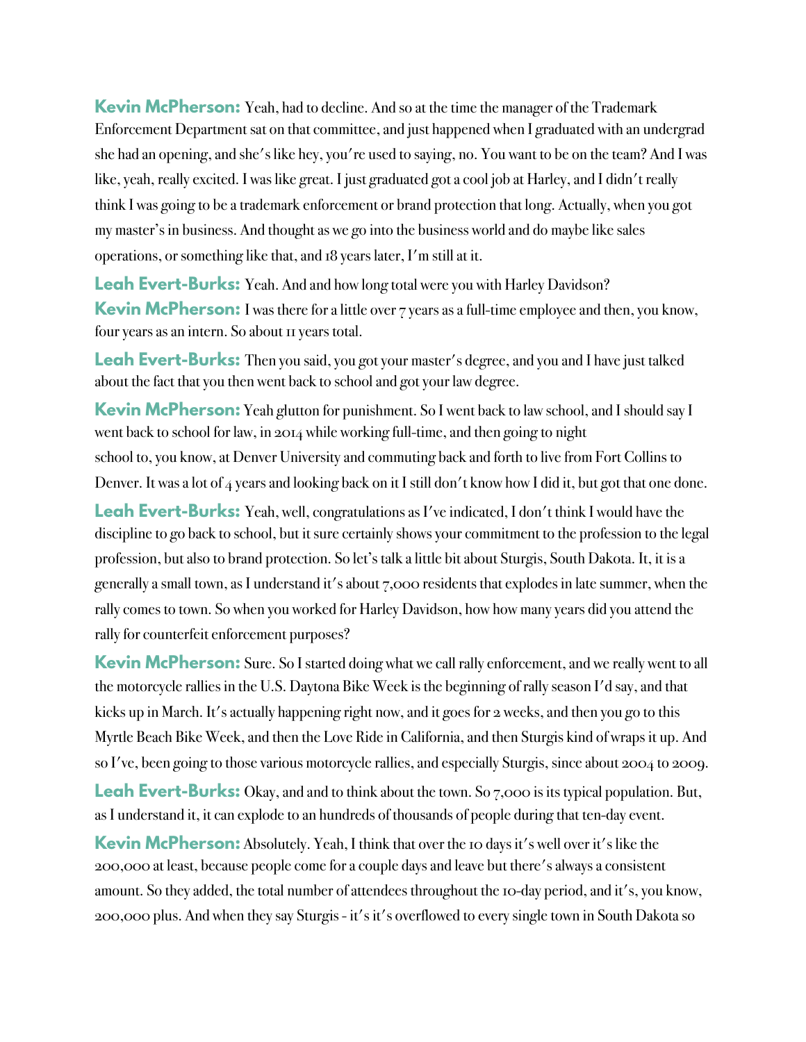**Kevin McPherson:** Yeah, had to decline. And so at the time the manager of the Trademark Enforcement Department sat on that committee, and just happened when I graduated with an undergrad she had an opening, and she's like hey, you're used to saying, no. You want to be on the team? And I was like, yeah, really excited. I was like great. I just graduated got a cool job at Harley, and I didn't really think I was going to be a trademark enforcement or brand protection that long. Actually, when you got my master's in business. And thought as we go into the business world and do maybe like sales operations, or something like that, and 18 years later, I'm still at it.

**Leah Evert-Burks:** Yeah. And and how long total were you with Harley Davidson?

**Kevin McPherson:** I was there for a little over 7 years as a full-time employee and then, you know, four years as an intern. So about 11 years total.

**Leah Evert-Burks:** Then you said, you got your master's degree, and you and I have just talked about the fact that you then went back to school and got your law degree.

**Kevin McPherson:** Yeah glutton for punishment. So I went back to law school, and I should say I went back to school for law, in 2014 while working full-time, and then going to night school to, you know, at Denver University and commuting back and forth to live from Fort Collins to Denver. It was a lot of 4 years and looking back on it I still don't know how I did it, but got that one done.

**Leah Evert-Burks:** Yeah, well, congratulations as I've indicated, I don't think I would have the discipline to go back to school, but it sure certainly shows your commitment to the profession to the legal profession, but also to brand protection. So let's talk a little bit about Sturgis, South Dakota. It, it is a generally a small town, as I understand it's about 7,000 residents that explodes in late summer, when the rally comes to town. So when you worked for Harley Davidson, how how many years did you attend the rally for counterfeit enforcement purposes?

**Kevin McPherson:** Sure. So I started doing what we call rally enforcement, and we really went to all the motorcycle rallies in the U.S. Daytona Bike Week is the beginning of rally season I'd say, and that kicks up in March. It's actually happening right now, and it goes for 2 weeks, and then you go to this Myrtle Beach Bike Week, and then the Love Ride in California, and then Sturgis kind of wraps it up. And so I've, been going to those various motorcycle rallies, and especially Sturgis, since about 2004 to 2009.

**Leah Evert-Burks:** Okay, and and to think about the town. So 7,000 is its typical population. But, as I understand it, it can explode to an hundreds of thousands of people during that ten-day event.

**Kevin McPherson:** Absolutely. Yeah, I think that over the 10 days it's well over it's like the 200,000 at least, because people come for a couple days and leave but there's always a consistent amount. So they added, the total number of attendees throughout the 10-day period, and it's, you know, 200,000 plus. And when they say Sturgis - it's it's overflowed to every single town in South Dakota so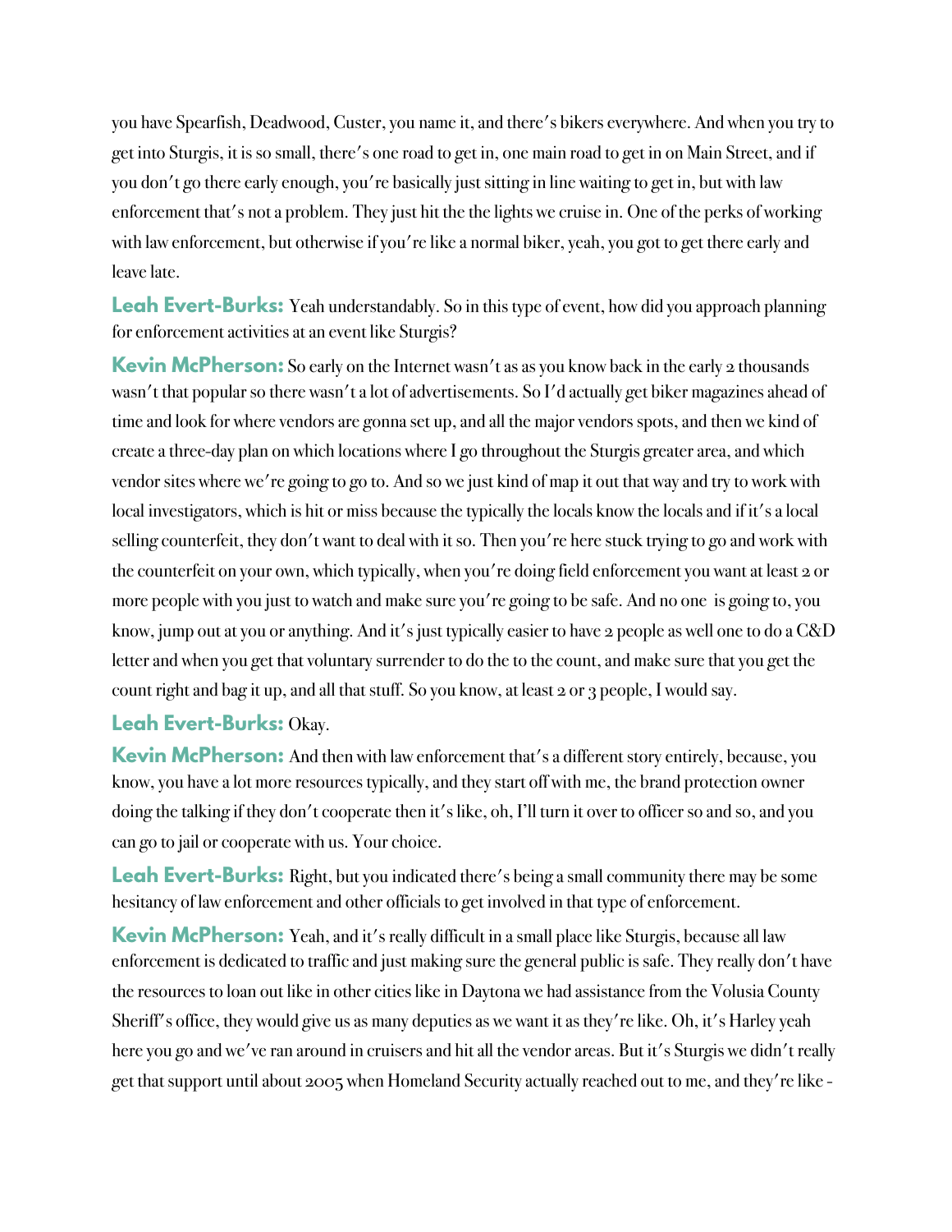you have Spearfish, Deadwood, Custer, you name it, and there's bikers everywhere. And when you try to get into Sturgis, it is so small, there's one road to get in, one main road to get in on Main Street, and if you don't go there early enough, you're basically just sitting in line waiting to get in, but with law enforcement that's not a problem. They just hit the the lights we cruise in. One of the perks of working with law enforcement, but otherwise if you're like a normal biker, yeah, you got to get there early and leave late.

**Leah Evert-Burks:** Yeah understandably. So in this type of event, how did you approach planning for enforcement activities at an event like Sturgis?

**Kevin McPherson:** So early on the Internet wasn't as as you know back in the early 2 thousands wasn't that popular so there wasn't a lot of advertisements. So I'd actually get biker magazines ahead of time and look for where vendors are gonna set up, and all the major vendors spots, and then we kind of create a three-day plan on which locations where I go throughout the Sturgis greater area, and which vendor sites where we're going to go to. And so we just kind of map it out that way and try to work with local investigators, which is hit or miss because the typically the locals know the locals and if it's a local selling counterfeit, they don't want to deal with it so. Then you're here stuck trying to go and work with the counterfeit on your own, which typically, when you're doing field enforcement you want at least 2 or more people with you just to watch and make sure you're going to be safe. And no one is going to, you know, jump out at you or anything. And it's just typically easier to have 2 people as well one to do a C&D letter and when you get that voluntary surrender to do the to the count, and make sure that you get the count right and bag it up, and all that stuff. So you know, at least 2 or 3 people, I would say.

**Leah Evert-Burks:** Okay.

**Kevin McPherson:** And then with law enforcement that's a different story entirely, because, you know, you have a lot more resources typically, and they start off with me, the brand protection owner doing the talking if they don't cooperate then it's like, oh, I'll turn it over to officer so and so, and you can go to jail or cooperate with us. Your choice.

**Leah Evert-Burks:** Right, but you indicated there's being a small community there may be some hesitancy of law enforcement and other officials to get involved in that type of enforcement.

**Kevin McPherson:** Yeah, and it's really difficult in a small place like Sturgis, because all law enforcement is dedicated to traffic and just making sure the general public is safe. They really don't have the resources to loan out like in other cities like in Daytona we had assistance from the Volusia County Sheriff's office, they would give us as many deputies as we want it as they're like. Oh, it's Harley yeah here you go and we've ran around in cruisers and hit all the vendor areas. But it's Sturgis we didn't really get that support until about 2005 when Homeland Security actually reached out to me, and they're like -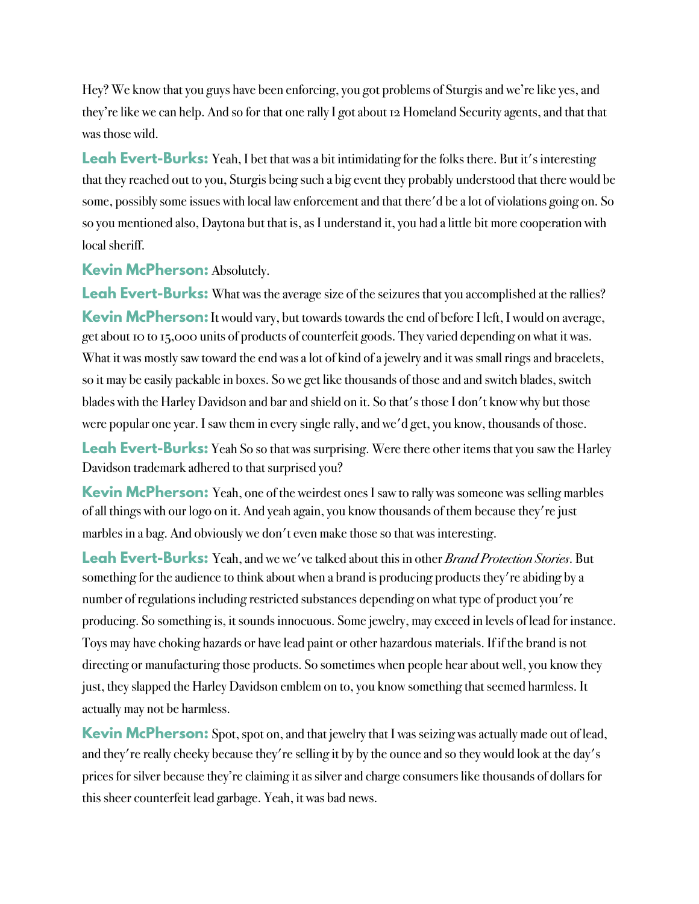Hey? We know that you guys have been enforcing, you got problems of Sturgis and we're like yes, and they're like we can help. And so for that one rally I got about 12 Homeland Security agents, and that that was those wild.

**Leah Evert-Burks:** Yeah, I bet that was a bit intimidating for the folks there. But it's interesting that they reached out to you, Sturgis being such a big event they probably understood that there would be some, possibly some issues with local law enforcement and that there'd be a lot of violations going on. So so you mentioned also, Daytona but that is, as I understand it, you had a little bit more cooperation with local sheriff.

**Kevin McPherson:** Absolutely.

**Leah Evert-Burks:** What was the average size of the seizures that you accomplished at the rallies?

**Kevin McPherson:** It would vary, but towards towards the end of before I left, I would on average, get about 10 to 15,000 units of products of counterfeit goods. They varied depending on what it was. What it was mostly saw toward the end was a lot of kind of a jewelry and it was small rings and bracelets, so it may be easily packable in boxes. So we get like thousands of those and and switch blades, switch blades with the Harley Davidson and bar and shield on it. So that's those I don't know why but those were popular one year. I saw them in every single rally, and we'd get, you know, thousands of those.

**Leah Evert-Burks:** Yeah So so that was surprising. Were there other items that you saw the Harley Davidson trademark adhered to that surprised you?

**Kevin McPherson:** Yeah, one of the weirdest ones I saw to rally was someone was selling marbles of all things with our logo on it. And yeah again, you know thousands of them because they're just marbles in a bag. And obviously we don't even make those so that was interesting.

**Leah Evert-Burks:** Yeah, and we we've talked about this in other *Brand Protection Stories*. But something for the audience to think about when a brand is producing products they're abiding by a number of regulations including restricted substances depending on what type of product you're producing. So something is, it sounds innocuous. Some jewelry, may exceed in levels of lead for instance. Toys may have choking hazards or have lead paint or other hazardous materials. If if the brand is not directing or manufacturing those products. So sometimes when people hear about well, you know they just, they slapped the Harley Davidson emblem on to, you know something that seemed harmless. It actually may not be harmless.

**Kevin McPherson:** Spot, spot on, and that jewelry that I was seizing was actually made out of lead, and they're really cheeky because they're selling it by by the ounce and so they would look at the day's prices for silver because they're claiming it as silver and charge consumers like thousands of dollars for this sheer counterfeit lead garbage. Yeah, it was bad news.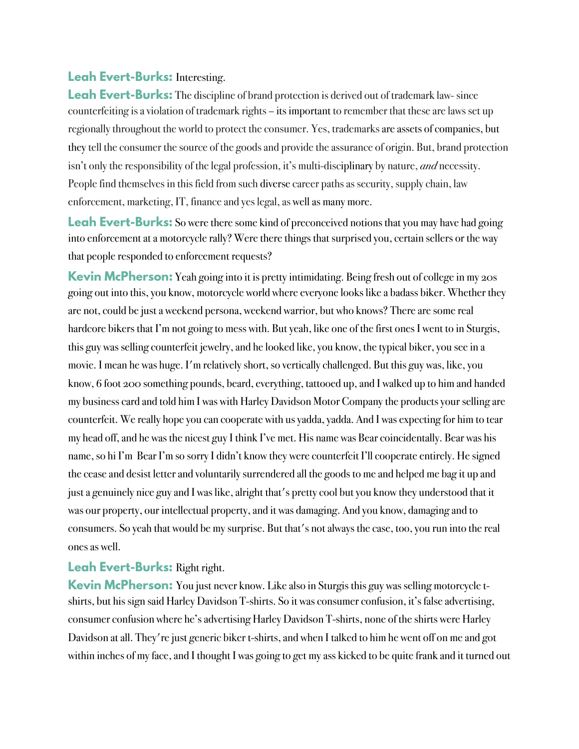**Leah Evert-Burks:** Interesting.

**Leah Evert-Burks:** The discipline of brand protection is derived out of trademark law- since counterfeiting is a violation of trademark rights – its important to remember that these are laws set up regionally throughout the world to protect the consumer. Yes, trademarks are assets of companies, but they tell the consumer the source of the goods and provide the assurance of origin. But, brand protection isn't only the responsibility of the legal profession, it's multi-disciplinary by nature, *and* necessity. People find themselves in this field from such diverse career paths as security, supply chain, law enforcement, marketing, IT, finance and yes legal, as well as many more.

**Leah Evert-Burks:** So were there some kind of preconceived notions that you may have had going into enforcement at a motorcycle rally? Were there things that surprised you, certain sellers or the way that people responded to enforcement requests?

**Kevin McPherson:** Yeah going into it is pretty intimidating. Being fresh out of college in my 20s going out into this, you know, motorcycle world where everyone looks like a badass biker. Whether they are not, could be just a weekend persona, weekend warrior, but who knows? There are some real hardcore bikers that I'm not going to mess with. But yeah, like one of the first ones I went to in Sturgis, this guy was selling counterfeit jewelry, and he looked like, you know, the typical biker, you see in a movie. I mean he was huge. I'm relatively short, so vertically challenged. But this guy was, like, you know, 6 foot 200 something pounds, beard, everything, tattooed up, and I walked up to him and handed my business card and told him I was with Harley Davidson Motor Company the products your selling are counterfeit. We really hope you can cooperate with us yadda, yadda. And I was expecting for him to tear my head off, and he was the nicest guy I think I've met. His name was Bear coincidentally. Bear was his name, so hi I'm Bear I'm so sorry I didn't know they were counterfeit I'll cooperate entirely. He signed the cease and desist letter and voluntarily surrendered all the goods to me and helped me bag it up and just a genuinely nice guy and I was like, alright that's pretty cool but you know they understood that it was our property, our intellectual property, and it was damaging. And you know, damaging and to consumers. So yeah that would be my surprise. But that's not always the case, too, you run into the real ones as well.

**Leah Evert-Burks:** Right right.

**Kevin McPherson:** You just never know. Like also in Sturgis this guy was selling motorcycle t-shirts, but his sign said Harley Davidson T-shirts. So it was consumer confusion, it's false advertising, consumer confusion where he's advertising Harley Davidson T-shirts, none of the shirts were Harley Davidson at all. They're just generic biker t-shirts, and when I talked to him he went off on me and got within inches of my face, and I thought I was going to get my ass kicked to be quite frank and it turned out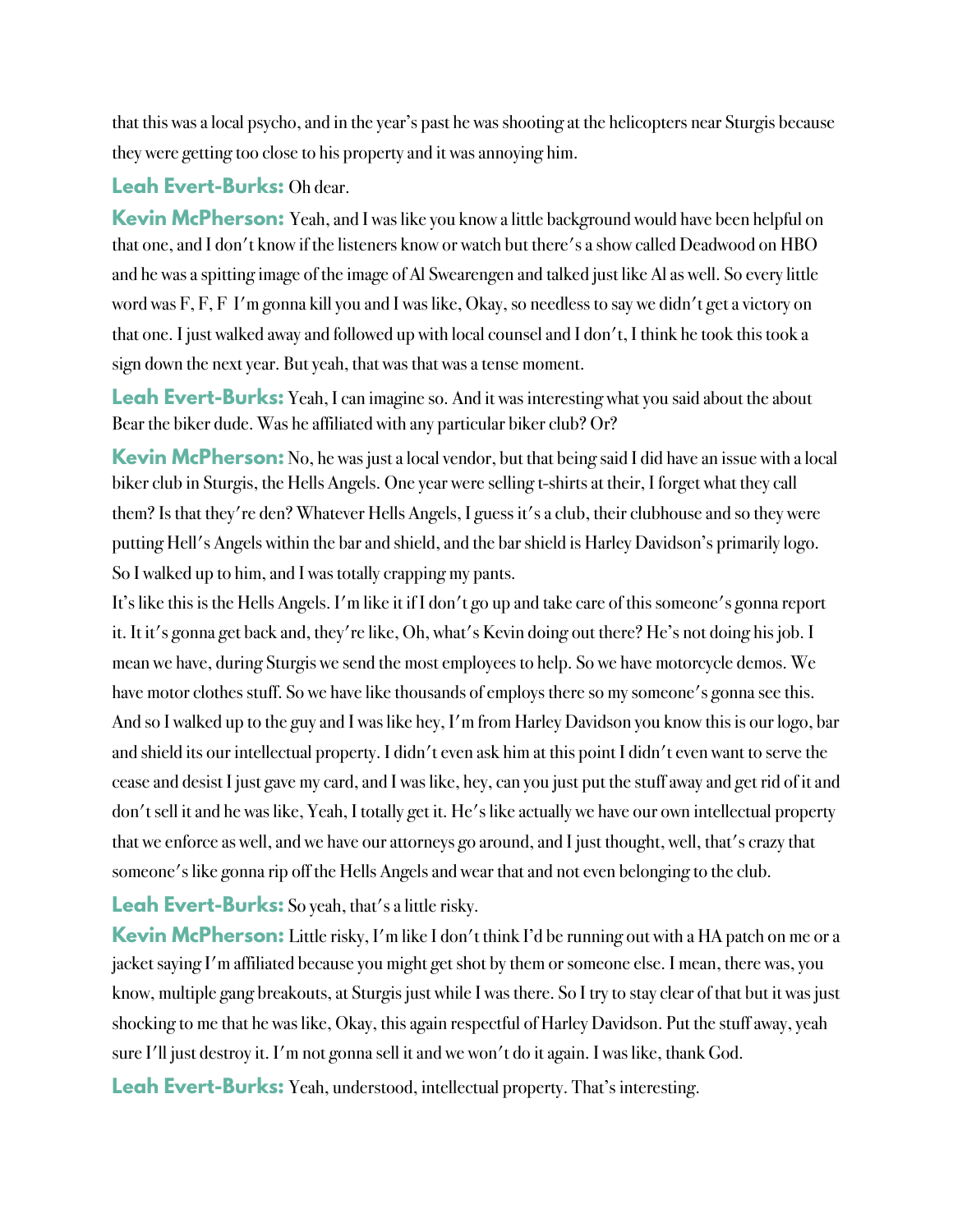that this was a local psycho, and in the year's past he was shooting at the helicopters near Sturgis because they were getting too close to his property and it was annoying him.

**Leah Evert-Burks:** Oh dear.

**Kevin McPherson:** Yeah, and I was like you know a little background would have been helpful on that one, and I don't know if the listeners know or watch but there's a show called Deadwood on HBO and he was a spitting image of the image of Al Swearengen and talked just like Al as well. So every little word was F, F, F I'm gonna kill you and I was like, Okay, so needless to say we didn't get a victory on that one. I just walked away and followed up with local counsel and I don't, I think he took this took a sign down the next year. But yeah, that was that was a tense moment.

**Leah Evert-Burks:** Yeah, I can imagine so. And it was interesting what you said about the about Bear the biker dude. Was he affiliated with any particular biker club? Or?

**Kevin McPherson:** No, he was just a local vendor, but that being said I did have an issue with a local biker club in Sturgis, the Hells Angels. One year were selling t-shirts at their, I forget what they call them? Is that they're den? Whatever Hells Angels, I guess it's a club, their clubhouse and so they were putting Hell's Angels within the bar and shield, and the bar shield is Harley Davidson's primarily logo. So I walked up to him, and I was totally crapping my pants.

It's like this is the Hells Angels. I'm like it if I don't go up and take care of this someone's gonna report it. It it's gonna get back and, they're like, Oh, what's Kevin doing out there? He's not doing his job. I mean we have, during Sturgis we send the most employees to help. So we have motorcycle demos. We have motor clothes stuff. So we have like thousands of employs there so my someone's gonna see this. And so I walked up to the guy and I was like hey, I'm from Harley Davidson you know this is our logo, bar and shield its our intellectual property. I didn't even ask him at this point I didn't even want to serve the cease and desist I just gave my card, and I was like, hey, can you just put the stuff away and get rid of it and don't sell it and he was like, Yeah, I totally get it. He's like actually we have our own intellectual property that we enforce as well, and we have our attorneys go around, and I just thought, well, that's crazy that someone's like gonna rip off the Hells Angels and wear that and not even belonging to the club.

**Leah Evert-Burks:** So yeah, that's a little risky.

**Kevin McPherson:** Little risky, I'm like I don't think I'd be running out with a HA patch on me or a jacket saying I'm affiliated because you might get shot by them or someone else. I mean, there was, you know, multiple gang breakouts, at Sturgis just while I was there. So I try to stay clear of that but it was just shocking to me that he was like, Okay, this again respectful of Harley Davidson. Put the stuff away, yeah sure I'll just destroy it. I'm not gonna sell it and we won't do it again. I was like, thank God.

**Leah Evert-Burks:** Yeah, understood, intellectual property. That's interesting.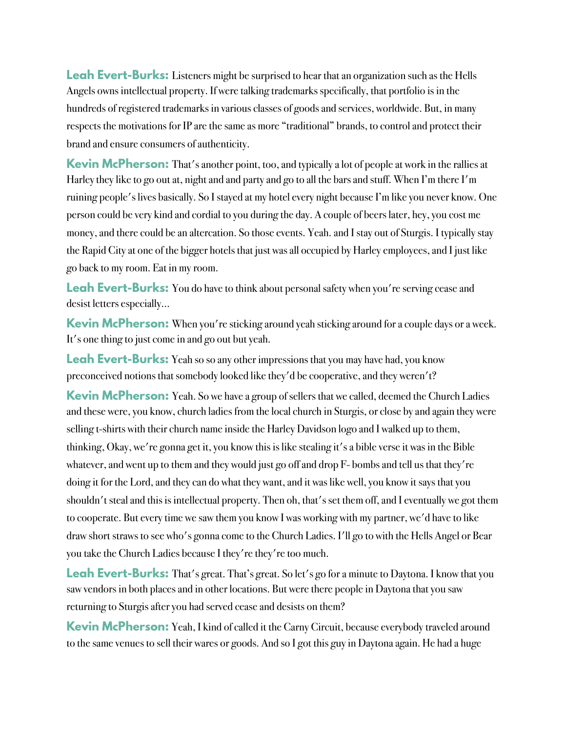**Leah Evert-Burks:** Listeners might be surprised to hear that an organization such as the Hells Angels owns intellectual property. If were talking trademarks specifically, that portfolio is in the hundreds of registered trademarks in various classes of goods and services, worldwide. But, in many respects the motivations for IP are the same as more "traditional" brands, to control and protect their brand and ensure consumers of authenticity.

**Kevin McPherson:** That's another point, too, and typically a lot of people at work in the rallies at Harley they like to go out at, night and and party and go to all the bars and stuff. When I'm there I'm ruining people's lives basically. So I stayed at my hotel every night because I'm like you never know. One person could be very kind and cordial to you during the day. A couple of beers later, hey, you cost me money, and there could be an altercation. So those events. Yeah. and I stay out of Sturgis. I typically stay the Rapid City at one of the bigger hotels that just was all occupied by Harley employees, and I just like go back to my room. Eat in my room.

**Leah Evert-Burks:** You do have to think about personal safety when you're serving cease and desist letters especially...

**Kevin McPherson:** When you're sticking around yeah sticking around for a couple days or a week. It's one thing to just come in and go out but yeah.

**Leah Evert-Burks:** Yeah so so any other impressions that you may have had, you know preconceived notions that somebody looked like they'd be cooperative, and they weren't?

**Kevin McPherson:** Yeah. So we have a group of sellers that we called, deemed the Church Ladies and these were, you know, church ladies from the local church in Sturgis, or close by and again they were selling t-shirts with their church name inside the Harley Davidson logo and I walked up to them, thinking, Okay, we're gonna get it, you know this is like stealing it's a bible verse it was in the Bible whatever, and went up to them and they would just go off and drop F- bombs and tell us that they're doing it for the Lord, and they can do what they want, and it was like well, you know it says that you shouldn't steal and this is intellectual property. Then oh, that's set them off, and I eventually we got them to cooperate. But every time we saw them you know I was working with my partner, we'd have to like draw short straws to see who's gonna come to the Church Ladies. I'll go to with the Hells Angel or Bear you take the Church Ladies because I they're they're too much.

**Leah Evert-Burks:** That's great. That's great. So let's go for a minute to Daytona. I know that you saw vendors in both places and in other locations. But were there people in Daytona that you saw returning to Sturgis after you had served cease and desists on them?

**Kevin McPherson:** Yeah, I kind of called it the Carny Circuit, because everybody traveled around to the same venues to sell their wares or goods. And so I got this guy in Daytona again. He had a huge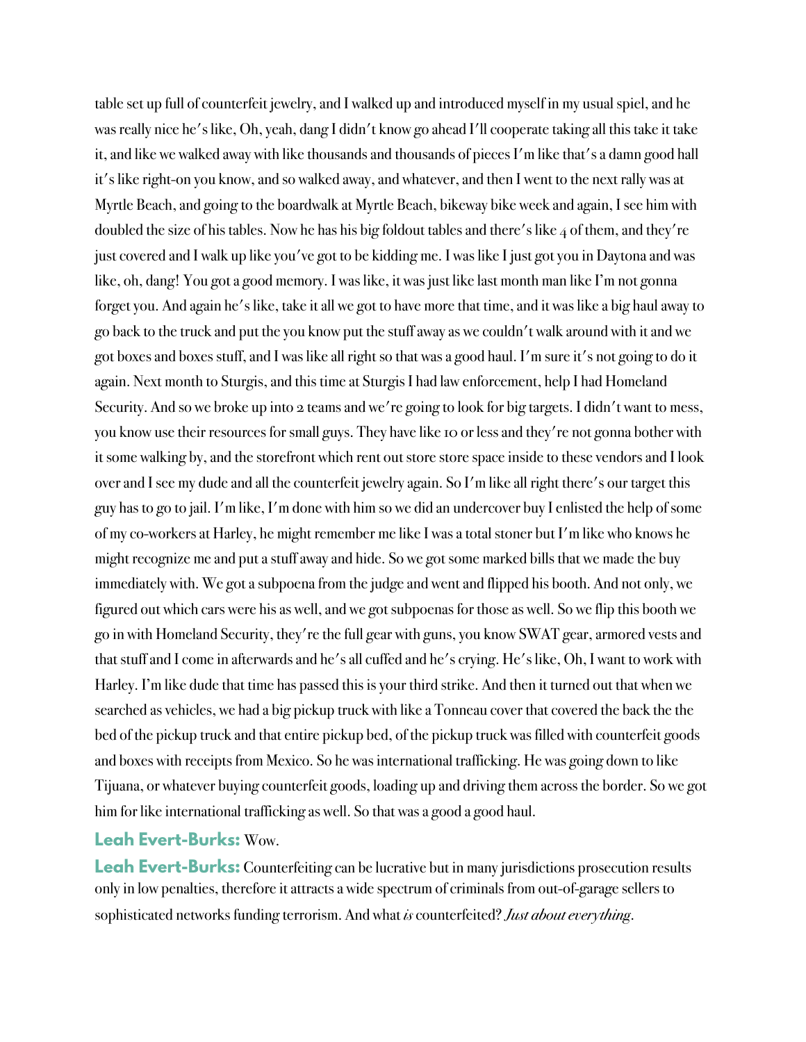table set up full of counterfeit jewelry, and I walked up and introduced myself in my usual spiel, and he was really nice he's like, Oh, yeah, dang I didn't know go ahead I'll cooperate taking all this take it take it, and like we walked away with like thousands and thousands of pieces I'm like that's a damn good hall it's like right-on you know, and so walked away, and whatever, and then I went to the next rally was at Myrtle Beach, and going to the boardwalk at Myrtle Beach, bikeway bike week and again, I see him with doubled the size of his tables. Now he has his big foldout tables and there's like 4 of them, and they're just covered and I walk up like you've got to be kidding me. I was like I just got you in Daytona and was like, oh, dang! You got a good memory. I was like, it was just like last month man like I'm not gonna forget you. And again he's like, take it all we got to have more that time, and it was like a big haul away to go back to the truck and put the you know put the stuff away as we couldn't walk around with it and we got boxes and boxes stuff, and I was like all right so that was a good haul. I'm sure it's not going to do it again. Next month to Sturgis, and this time at Sturgis I had law enforcement, help I had Homeland Security. And so we broke up into 2 teams and we're going to look for big targets. I didn't want to mess, you know use their resources for small guys. They have like 10 or less and they're not gonna bother with it some walking by, and the storefront which rent out store store space inside to these vendors and I look over and I see my dude and all the counterfeit jewelry again. So I'm like all right there's our target this guy has to go to jail. I'm like, I'm done with him so we did an undercover buy I enlisted the help of some of my co-workers at Harley, he might remember me like I was a total stoner but I'm like who knows he might recognize me and put a stuff away and hide. So we got some marked bills that we made the buy immediately with. We got a subpoena from the judge and went and flipped his booth. And not only, we figured out which cars were his as well, and we got subpoenas for those as well. So we flip this booth we go in with Homeland Security, they're the full gear with guns, you know SWAT gear, armored vests and that stuff and I come in afterwards and he's all cuffed and he's crying. He's like, Oh, I want to work with Harley. I'm like dude that time has passed this is your third strike. And then it turned out that when we searched as vehicles, we had a big pickup truck with like a Tonneau cover that covered the back the the bed of the pickup truck and that entire pickup bed, of the pickup truck was filled with counterfeit goods and boxes with receipts from Mexico. So he was international trafficking. He was going down to like Tijuana, or whatever buying counterfeit goods, loading up and driving them across the border. So we got him for like international trafficking as well. So that was a good a good haul.

**Leah Evert-Burks:** Wow.

**Leah Evert-Burks:** Counterfeiting can be lucrative but in many jurisdictions prosecution results only in low penalties, therefore it attracts a wide spectrum of criminals from out-of-garage sellers to sophisticated networks funding terrorism. And what *is* counterfeited? *Just about everything*.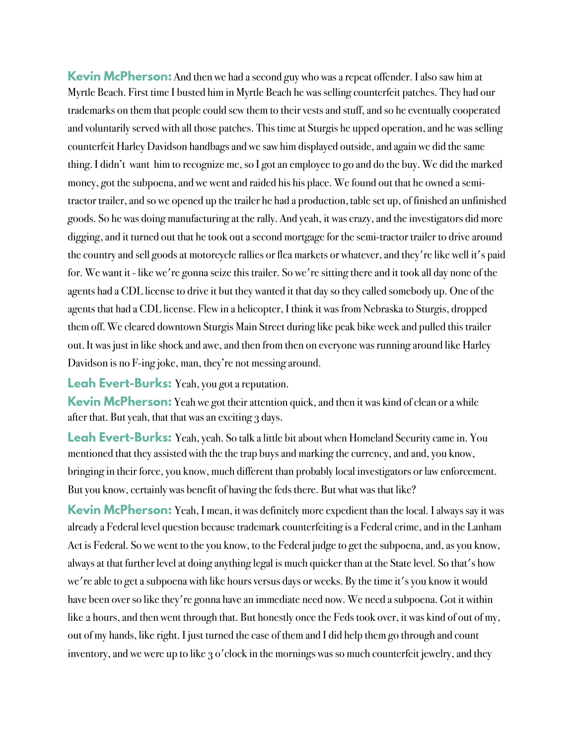**Kevin McPherson:** And then we had a second guy who was a repeat offender. I also saw him at Myrtle Beach. First time I busted him in Myrtle Beach he was selling counterfeit patches. They had our trademarks on them that people could sew them to their vests and stuff, and so he eventually cooperated and voluntarily served with all those patches. This time at Sturgis he upped operation, and he was selling counterfeit Harley Davidson handbags and we saw him displayed outside, and again we did the same thing. I didn't want him to recognize me, so I got an employee to go and do the buy. We did the marked money, got the subpoena, and we went and raided his his place. We found out that he owned a semi-tractor trailer, and so we opened up the trailer he had a production, table set up, of finished an unfinished goods. So he was doing manufacturing at the rally. And yeah, it was crazy, and the investigators did more digging, and it turned out that he took out a second mortgage for the semi-tractor trailer to drive around the country and sell goods at motorcycle rallies or flea markets or whatever, and they're like well it's paid for. We want it - like we're gonna seize this trailer. So we're sitting there and it took all day none of the agents had a CDL license to drive it but they wanted it that day so they called somebody up. One of the agents that had a CDL license. Flew in a helicopter, I think it was from Nebraska to Sturgis, dropped them off. We cleared downtown Sturgis Main Street during like peak bike week and pulled this trailer out. It was just in like shock and awe, and then from then on everyone was running around like Harley Davidson is no F-ing joke, man, they're not messing around.

**Leah Evert-Burks:** Yeah, you got a reputation.

**Kevin McPherson:** Yeah we got their attention quick, and then it was kind of clean or a while after that. But yeah, that that was an exciting 3 days.

**Leah Evert-Burks:** Yeah, yeah. So talk a little bit about when Homeland Security came in. You mentioned that they assisted with the the trap buys and marking the currency, and and, you know, bringing in their force, you know, much different than probably local investigators or law enforcement. But you know, certainly was benefit of having the feds there. But what was that like?

**Kevin McPherson:** Yeah, I mean, it was definitely more expedient than the local. I always say it was already a Federal level question because trademark counterfeiting is a Federal crime, and in the Lanham Act is Federal. So we went to the you know, to the Federal judge to get the subpoena, and, as you know, always at that further level at doing anything legal is much quicker than at the State level. So that's how we're able to get a subpoena with like hours versus days or weeks. By the time it's you know it would have been over so like they're gonna have an immediate need now. We need a subpoena. Got it within like 2 hours, and then went through that. But honestly once the Feds took over, it was kind of out of my, out of my hands, like right. I just turned the case of them and I did help them go through and count inventory, and we were up to like 3 o'clock in the mornings was so much counterfeit jewelry, and they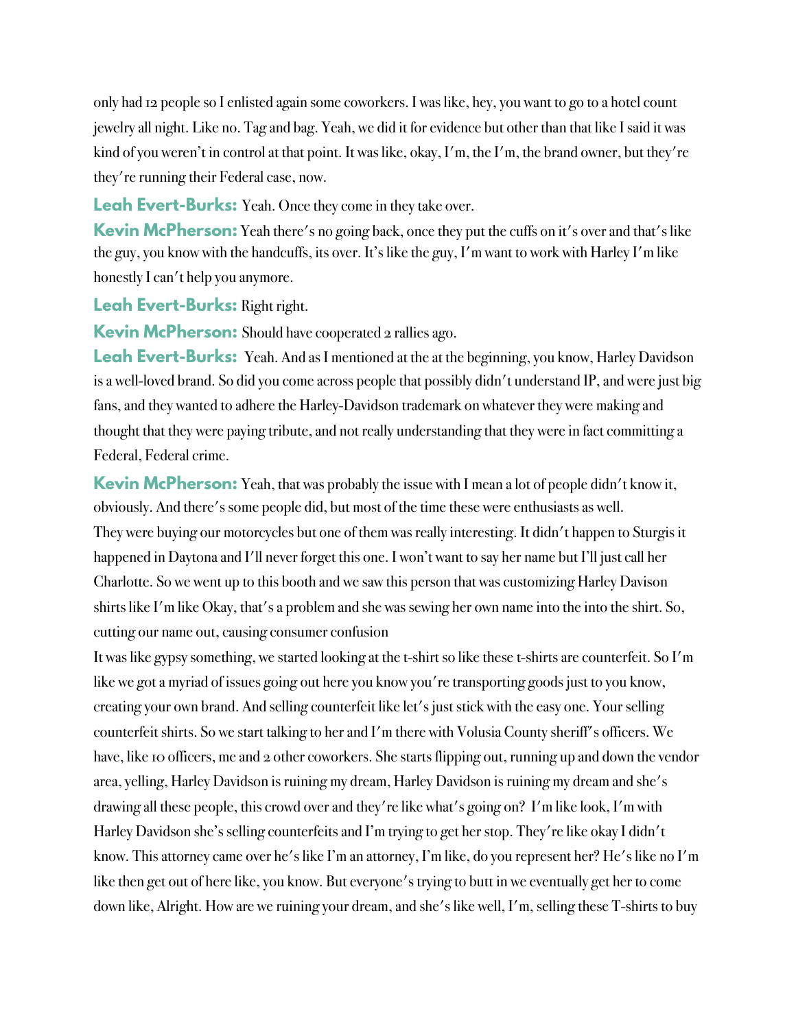only had 12 people so I enlisted again some coworkers. I was like, hey, you want to go to a hotel count jewelry all night. Like no. Tag and bag. Yeah, we did it for evidence but other than that like I said it was kind of you weren't in control at that point. It was like, okay, I'm, the I'm, the brand owner, but they're they're running their Federal case, now.

**Leah Evert-Burks:** Yeah. Once they come in they take over.

**Kevin McPherson:** Yeah there's no going back, once they put the cuffs on it's over and that's like the guy, you know with the handcuffs, its over. It's like the guy, I'm want to work with Harley I'm like honestly I can't help you anymore.

**Leah Evert-Burks:** Right right.

**Kevin McPherson:** Should have cooperated 2 rallies ago.

**Leah Evert-Burks:** Yeah. And as I mentioned at the at the beginning, you know, Harley Davidson is a well-loved brand. So did you come across people that possibly didn't understand IP, and were just big fans, and they wanted to adhere the Harley-Davidson trademark on whatever they were making and thought that they were paying tribute, and not really understanding that they were in fact committing a Federal, Federal crime.

**Kevin McPherson:** Yeah, that was probably the issue with I mean a lot of people didn't know it, obviously. And there's some people did, but most of the time these were enthusiasts as well.

They were buying our motorcycles but one of them was really interesting. It didn't happen to Sturgis it happened in Daytona and I'll never forget this one. I won't want to say her name but I'll just call her Charlotte. So we went up to this booth and we saw this person that was customizing Harley Davison shirts like I'm like Okay, that's a problem and she was sewing her own name into the into the shirt. So, cutting our name out, causing consumer confusion

It was like gypsy something, we started looking at the t-shirt so like these t-shirts are counterfeit. So I'm like we got a myriad of issues going out here you know you're transporting goods just to you know, creating your own brand. And selling counterfeit like let's just stick with the easy one. Your selling counterfeit shirts. So we start talking to her and I'm there with Volusia County sheriff's officers. We have, like 10 officers, me and 2 other coworkers. She starts flipping out, running up and down the vendor area, yelling, Harley Davidson is ruining my dream, Harley Davidson is ruining my dream and she's drawing all these people, this crowd over and they're like what's going on? I'm like look, I'm with Harley Davidson she's selling counterfeits and I'm trying to get her stop. They're like okay I didn't know. This attorney came over he's like I'm an attorney, I'm like, do you represent her? He's like no I'm like then get out of here like, you know. But everyone's trying to butt in we eventually get her to come down like, Alright. How are we ruining your dream, and she's like well, I'm, selling these T-shirts to buy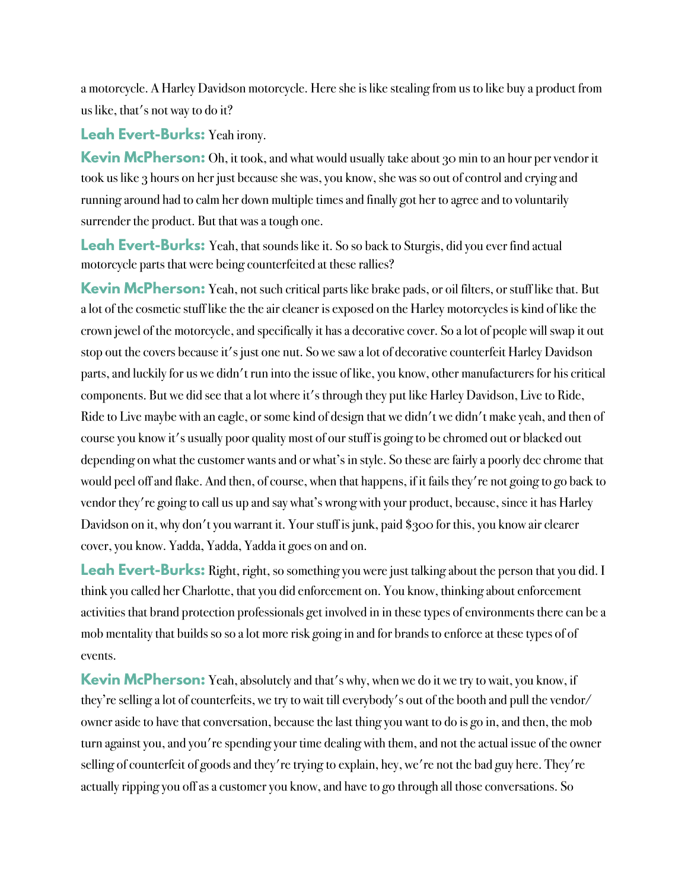a motorcycle. A Harley Davidson motorcycle. Here she is like stealing from us to like buy a product from us like, that's not way to do it?

**Leah Evert-Burks:** Yeah irony.

**Kevin McPherson:** Oh, it took, and what would usually take about 30 min to an hour per vendor it took us like 3 hours on her just because she was, you know, she was so out of control and crying and running around had to calm her down multiple times and finally got her to agree and to voluntarily surrender the product. But that was a tough one.

**Leah Evert-Burks:** Yeah, that sounds like it. So so back to Sturgis, did you ever find actual motorcycle parts that were being counterfeited at these rallies?

**Kevin McPherson:** Yeah, not such critical parts like brake pads, or oil filters, or stuff like that. But a lot of the cosmetic stuff like the the air cleaner is exposed on the Harley motorcycles is kind of like the crown jewel of the motorcycle, and specifically it has a decorative cover. So a lot of people will swap it out stop out the covers because it's just one nut. So we saw a lot of decorative counterfeit Harley Davidson parts, and luckily for us we didn't run into the issue of like, you know, other manufacturers for his critical components. But we did see that a lot where it's through they put like Harley Davidson, Live to Ride, Ride to Live maybe with an eagle, or some kind of design that we didn't we didn't make yeah, and then of course you know it's usually poor quality most of our stuff is going to be chromed out or blacked out depending on what the customer wants and or what's in style. So these are fairly a poorly dec chrome that would peel off and flake. And then, of course, when that happens, if it fails they're not going to go back to vendor they're going to call us up and say what's wrong with your product, because, since it has Harley Davidson on it, why don't you warrant it. Your stuff is junk, paid $300 for this, you know air clearer cover, you know. Yadda, Yadda, Yadda it goes on and on.

**Leah Evert-Burks:** Right, right, so something you were just talking about the person that you did. I think you called her Charlotte, that you did enforcement on. You know, thinking about enforcement activities that brand protection professionals get involved in in these types of environments there can be a mob mentality that builds so so a lot more risk going in and for brands to enforce at these types of of events.

**Kevin McPherson:** Yeah, absolutely and that's why, when we do it we try to wait, you know, if they're selling a lot of counterfeits, we try to wait till everybody's out of the booth and pull the vendor/owner aside to have that conversation, because the last thing you want to do is go in, and then, the mob turn against you, and you're spending your time dealing with them, and not the actual issue of the owner selling of counterfeit of goods and they're trying to explain, hey, we're not the bad guy here. They're actually ripping you off as a customer you know, and have to go through all those conversations. So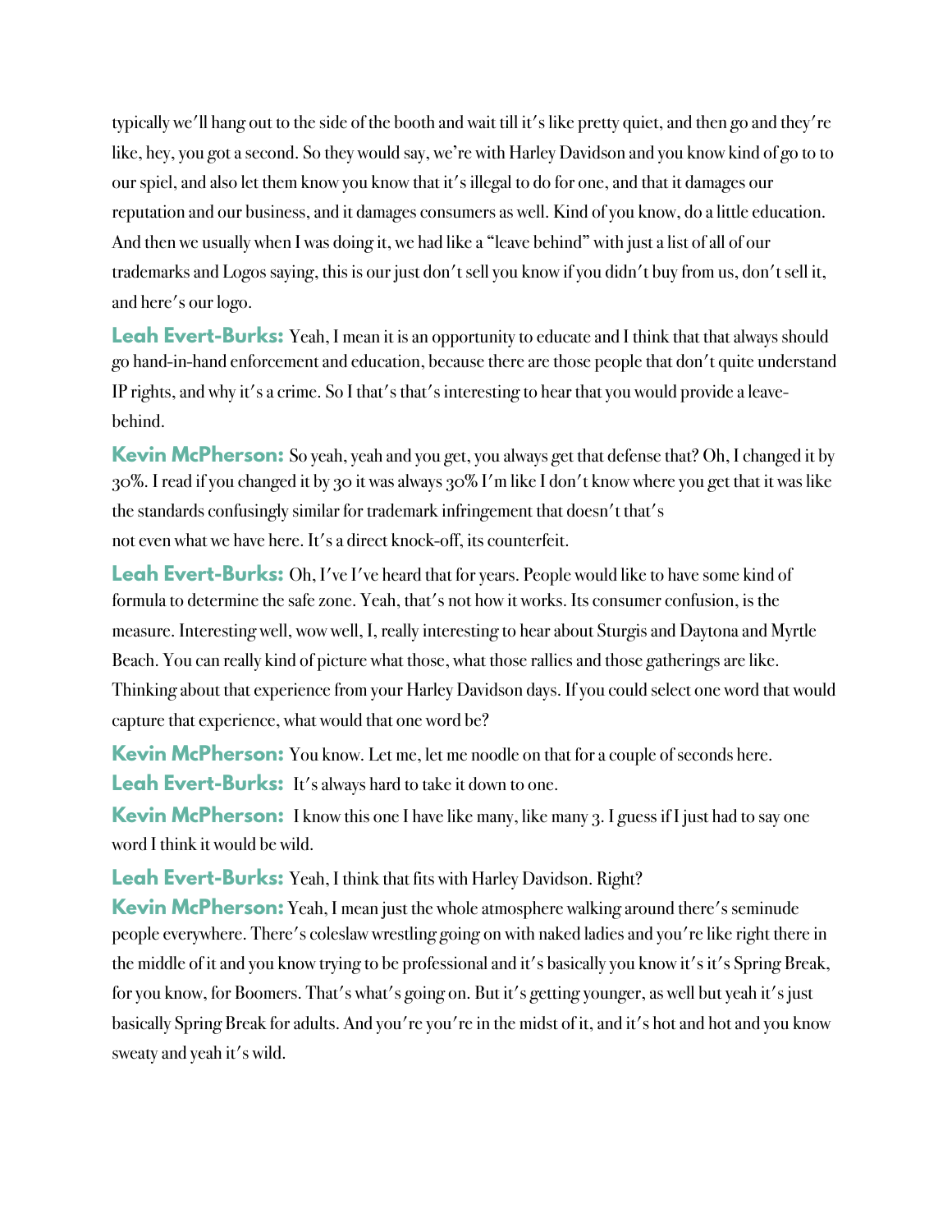typically we'll hang out to the side of the booth and wait till it's like pretty quiet, and then go and they're like, hey, you got a second. So they would say, we're with Harley Davidson and you know kind of go to to our spiel, and also let them know you know that it's illegal to do for one, and that it damages our reputation and our business, and it damages consumers as well. Kind of you know, do a little education. And then we usually when I was doing it, we had like a "leave behind" with just a list of all of our trademarks and Logos saying, this is our just don't sell you know if you didn't buy from us, don't sell it, and here's our logo.

**Leah Evert-Burks:** Yeah, I mean it is an opportunity to educate and I think that that always should go hand-in-hand enforcement and education, because there are those people that don't quite understand IP rights, and why it's a crime. So I that's that's interesting to hear that you would provide a leave-behind.

**Kevin McPherson:** So yeah, yeah and you get, you always get that defense that? Oh, I changed it by 30%. I read if you changed it by 30 it was always 30% I'm like I don't know where you get that it was like the standards confusingly similar for trademark infringement that doesn't that's not even what we have here. It's a direct knock-off, its counterfeit.

**Leah Evert-Burks:** Oh, I've I've heard that for years. People would like to have some kind of formula to determine the safe zone. Yeah, that's not how it works. Its consumer confusion, is the measure. Interesting well, wow well, I, really interesting to hear about Sturgis and Daytona and Myrtle Beach. You can really kind of picture what those, what those rallies and those gatherings are like. Thinking about that experience from your Harley Davidson days. If you could select one word that would capture that experience, what would that one word be?

**Kevin McPherson:** You know. Let me, let me noodle on that for a couple of seconds here.

**Leah Evert-Burks:** It's always hard to take it down to one.

**Kevin McPherson:** I know this one I have like many, like many 3. I guess if I just had to say one word I think it would be wild.

**Leah Evert-Burks:** Yeah, I think that fits with Harley Davidson. Right?

**Kevin McPherson:** Yeah, I mean just the whole atmosphere walking around there's seminude people everywhere. There's coleslaw wrestling going on with naked ladies and you're like right there in the middle of it and you know trying to be professional and it's basically you know it's it's Spring Break, for you know, for Boomers. That's what's going on. But it's getting younger, as well but yeah it's just basically Spring Break for adults. And you're you're in the midst of it, and it's hot and hot and you know sweaty and yeah it's wild.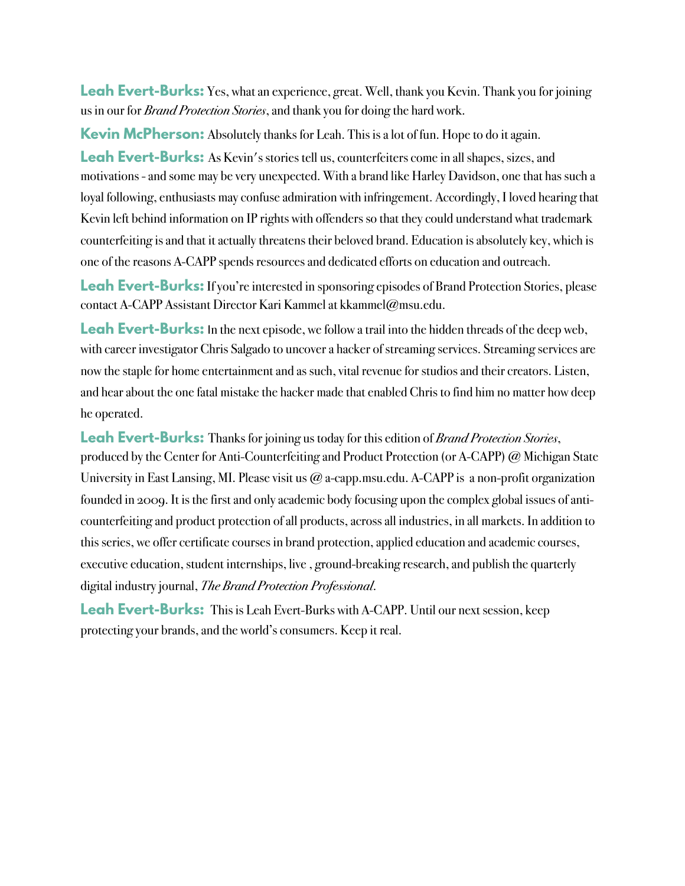**Leah Evert-Burks:** Yes, what an experience, great. Well, thank you Kevin. Thank you for joining us in our for *Brand Protection Stories*, and thank you for doing the hard work.

**Kevin McPherson:** Absolutely thanks for Leah. This is a lot of fun. Hope to do it again.

**Leah Evert-Burks:** As Kevin's stories tell us, counterfeiters come in all shapes, sizes, and motivations - and some may be very unexpected. With a brand like Harley Davidson, one that has such a loyal following, enthusiasts may confuse admiration with infringement. Accordingly, I loved hearing that Kevin left behind information on IP rights with offenders so that they could understand what trademark counterfeiting is and that it actually threatens their beloved brand. Education is absolutely key, which is one of the reasons A-CAPP spends resources and dedicated efforts on education and outreach.

**Leah Evert-Burks:** If you're interested in sponsoring episodes of Brand Protection Stories, please contact A-CAPP Assistant Director Kari Kammel at kkammel@msu.edu.

**Leah Evert-Burks:** In the next episode, we follow a trail into the hidden threads of the deep web, with career investigator Chris Salgado to uncover a hacker of streaming services. Streaming services are now the staple for home entertainment and as such, vital revenue for studios and their creators. Listen, and hear about the one fatal mistake the hacker made that enabled Chris to find him no matter how deep he operated.

**Leah Evert-Burks:** Thanks for joining us today for this edition of *Brand Protection Stories*, produced by the Center for Anti-Counterfeiting and Product Protection (or A-CAPP) @ Michigan State University in East Lansing, MI. Please visit us @ a-capp.msu.edu. A-CAPP is a non-profit organization founded in 2009. It is the first and only academic body focusing upon the complex global issues of anti-counterfeiting and product protection of all products, across all industries, in all markets. In addition to this series, we offer certificate courses in brand protection, applied education and academic courses, executive education, student internships, live , ground-breaking research, and publish the quarterly digital industry journal, *The Brand Protection Professional*.

**Leah Evert-Burks:** This is Leah Evert-Burks with A-CAPP. Until our next session, keep protecting your brands, and the world's consumers. Keep it real.